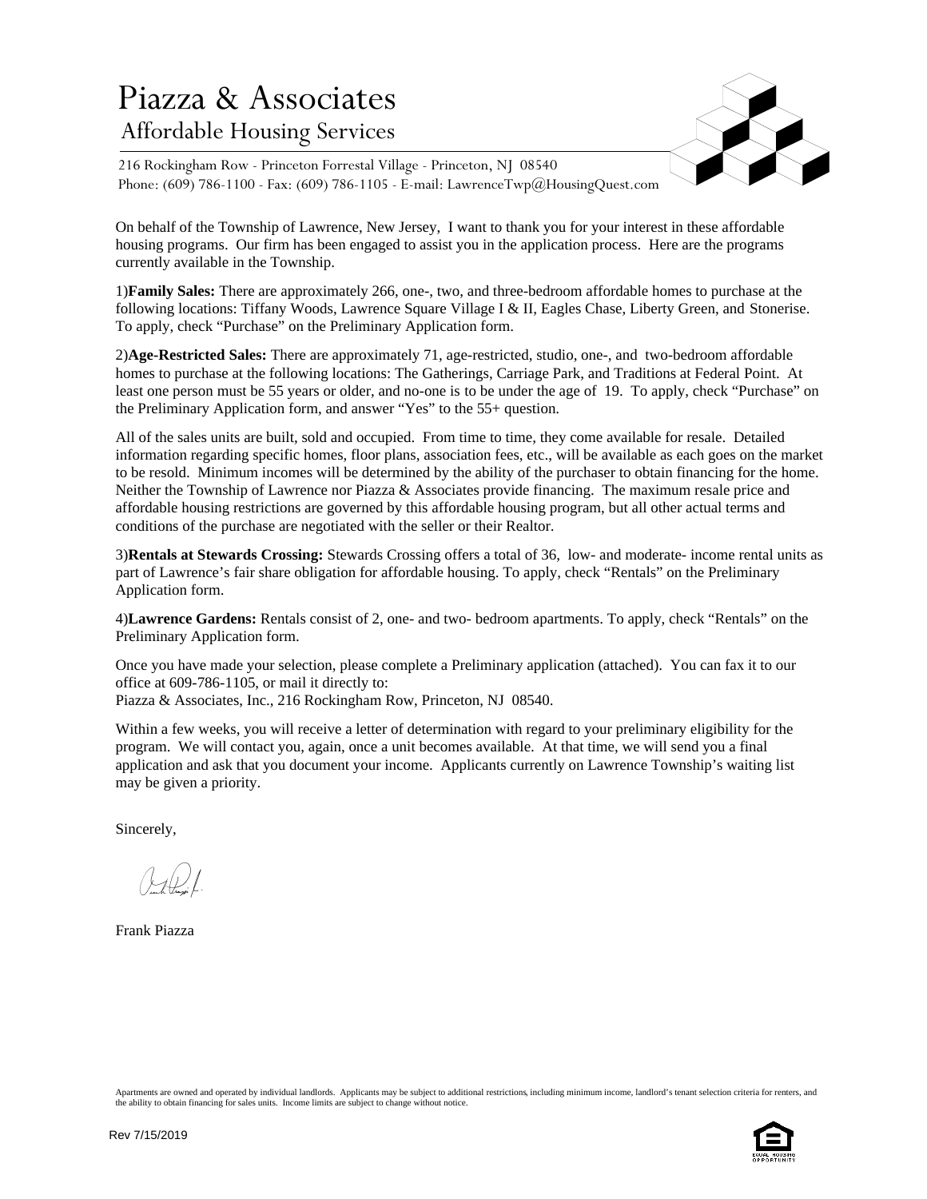# Piazza & Associates

## Affordable Housing Services

216 Rockingham Row - Princeton Forrestal Village - Princeton, NJ 08540
Phone: (609) 786-1100 - Fax: (609) 786-1105 - E-mail: LawrenceTwp@HousingQuest.com

On behalf of the Township of Lawrence, New Jersey, I want to thank you for your interest in these affordable housing programs. Our firm has been engaged to assist you in the application process. Here are the programs currently available in the Township.

1)**Family Sales:** There are approximately 266, one-, two, and three-bedroom affordable homes to purchase at the following locations: Tiffany Woods, Lawrence Square Village I & II, Eagles Chase, Liberty Green, and Stonerise. To apply, check "Purchase" on the Preliminary Application form.

2)**Age-Restricted Sales:** There are approximately 71, age-restricted, studio, one-, and two-bedroom affordable homes to purchase at the following locations: The Gatherings, Carriage Park, and Traditions at Federal Point. At least one person must be 55 years or older, and no-one is to be under the age of 19. To apply, check "Purchase" on the Preliminary Application form, and answer "Yes" to the 55+ question.

All of the sales units are built, sold and occupied. From time to time, they come available for resale. Detailed information regarding specific homes, floor plans, association fees, etc., will be available as each goes on the market to be resold. Minimum incomes will be determined by the ability of the purchaser to obtain financing for the home. Neither the Township of Lawrence nor Piazza & Associates provide financing. The maximum resale price and affordable housing restrictions are governed by this affordable housing program, but all other actual terms and conditions of the purchase are negotiated with the seller or their Realtor.

3)**Rentals at Stewards Crossing:** Stewards Crossing offers a total of 36, low- and moderate- income rental units as part of Lawrence's fair share obligation for affordable housing. To apply, check "Rentals" on the Preliminary Application form.

4)**Lawrence Gardens:** Rentals consist of 2, one- and two- bedroom apartments. To apply, check "Rentals" on the Preliminary Application form.

Once you have made your selection, please complete a Preliminary application (attached). You can fax it to our office at 609-786-1105, or mail it directly to:
Piazza & Associates, Inc., 216 Rockingham Row, Princeton, NJ 08540.

Within a few weeks, you will receive a letter of determination with regard to your preliminary eligibility for the program. We will contact you, again, once a unit becomes available. At that time, we will send you a final application and ask that you document your income. Applicants currently on Lawrence Township's waiting list may be given a priority.

Sincerely,

Frank Piazza

Apartments are owned and operated by individual landlords. Applicants may be subject to additional restrictions, including minimum income, landlord's tenant selection criteria for renters, and the ability to obtain financing for sales units. Income limits are subject to change without notice.

Rev 7/15/2019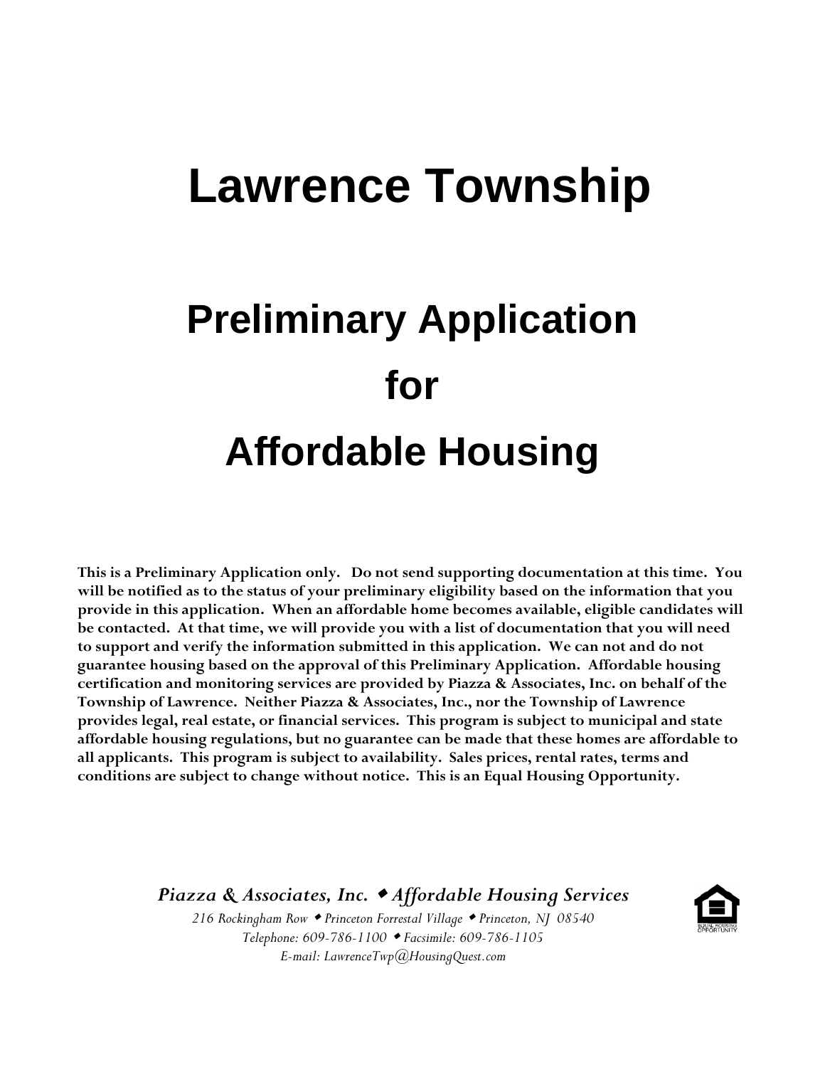# Lawrence Township

## Preliminary Application

## for

## Affordable Housing

**This is a Preliminary Application only. Do not send supporting documentation at this time. You will be notified as to the status of your preliminary eligibility based on the information that you provide in this application. When an affordable home becomes available, eligible candidates will be contacted. At that time, we will provide you with a list of documentation that you will need to support and verify the information submitted in this application. We can not and do not guarantee housing based on the approval of this Preliminary Application. Affordable housing certification and monitoring services are provided by Piazza & Associates, Inc. on behalf of the Township of Lawrence. Neither Piazza & Associates, Inc., nor the Township of Lawrence provides legal, real estate, or financial services. This program is subject to municipal and state affordable housing regulations, but no guarantee can be made that these homes are affordable to all applicants. This program is subject to availability. Sales prices, rental rates, terms and conditions are subject to change without notice. This is an Equal Housing Opportunity.**

***Piazza & Associates, Inc. ◆ Affordable Housing Services***

*216 Rockingham Row ◆ Princeton Forrestal Village ◆ Princeton, NJ 08540*

*Telephone: 609-786-1100 ◆ Facsimile: 609-786-1105*

*E-mail: LawrenceTwp@HousingQuest.com*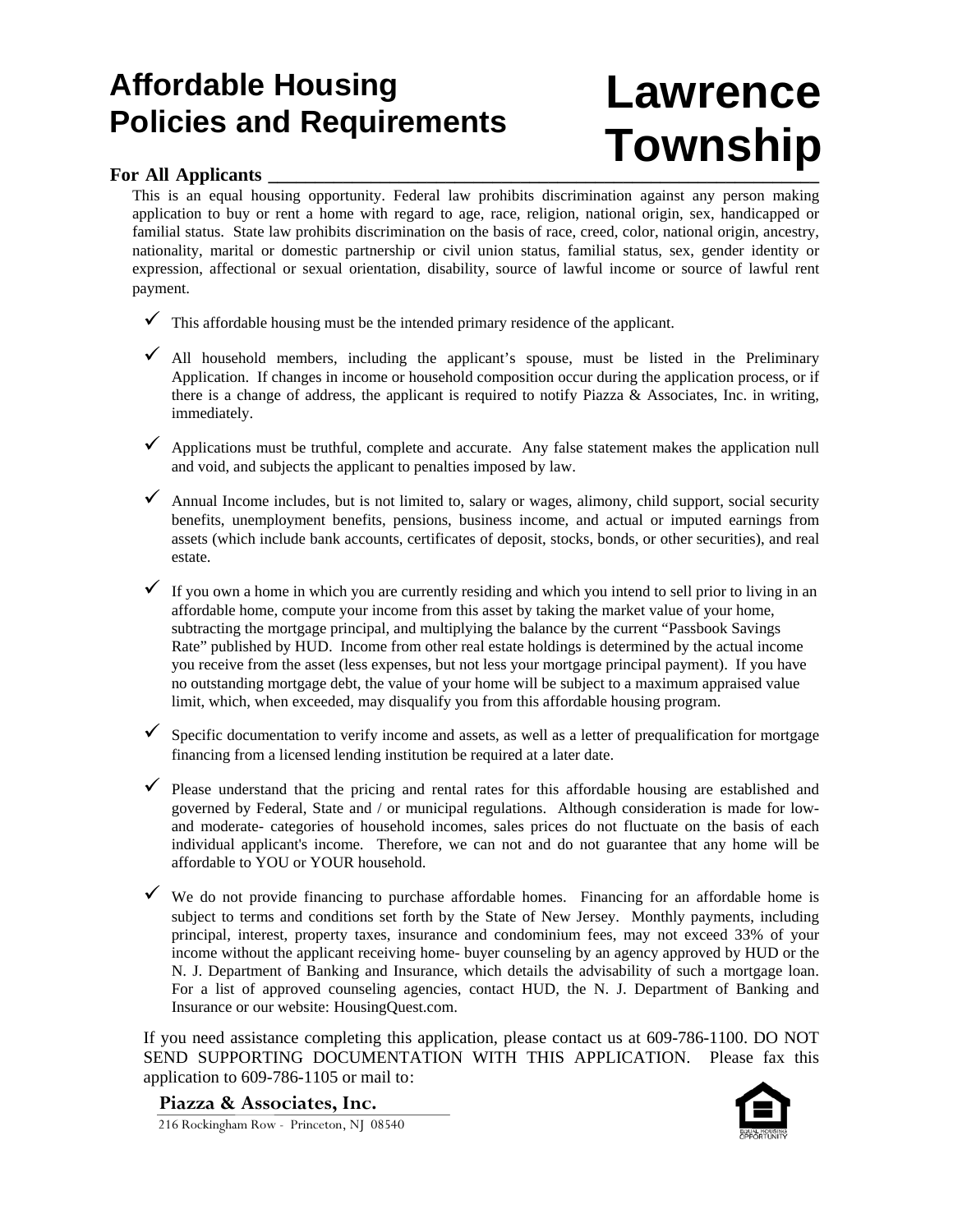# Affordable Housing Policies and Requirements

# Lawrence Township

## For All Applicants

This is an equal housing opportunity. Federal law prohibits discrimination against any person making application to buy or rent a home with regard to age, race, religion, national origin, sex, handicapped or familial status. State law prohibits discrimination on the basis of race, creed, color, national origin, ancestry, nationality, marital or domestic partnership or civil union status, familial status, sex, gender identity or expression, affectional or sexual orientation, disability, source of lawful income or source of lawful rent payment.

- ✓ This affordable housing must be the intended primary residence of the applicant.
- ✓ All household members, including the applicant's spouse, must be listed in the Preliminary Application. If changes in income or household composition occur during the application process, or if there is a change of address, the applicant is required to notify Piazza & Associates, Inc. in writing, immediately.
- ✓ Applications must be truthful, complete and accurate. Any false statement makes the application null and void, and subjects the applicant to penalties imposed by law.
- ✓ Annual Income includes, but is not limited to, salary or wages, alimony, child support, social security benefits, unemployment benefits, pensions, business income, and actual or imputed earnings from assets (which include bank accounts, certificates of deposit, stocks, bonds, or other securities), and real estate.
- ✓ If you own a home in which you are currently residing and which you intend to sell prior to living in an affordable home, compute your income from this asset by taking the market value of your home, subtracting the mortgage principal, and multiplying the balance by the current "Passbook Savings Rate" published by HUD. Income from other real estate holdings is determined by the actual income you receive from the asset (less expenses, but not less your mortgage principal payment). If you have no outstanding mortgage debt, the value of your home will be subject to a maximum appraised value limit, which, when exceeded, may disqualify you from this affordable housing program.
- ✓ Specific documentation to verify income and assets, as well as a letter of prequalification for mortgage financing from a licensed lending institution be required at a later date.
- ✓ Please understand that the pricing and rental rates for this affordable housing are established and governed by Federal, State and / or municipal regulations. Although consideration is made for low- and moderate- categories of household incomes, sales prices do not fluctuate on the basis of each individual applicant's income. Therefore, we can not and do not guarantee that any home will be affordable to YOU or YOUR household.
- ✓ We do not provide financing to purchase affordable homes. Financing for an affordable home is subject to terms and conditions set forth by the State of New Jersey. Monthly payments, including principal, interest, property taxes, insurance and condominium fees, may not exceed 33% of your income without the applicant receiving home- buyer counseling by an agency approved by HUD or the N. J. Department of Banking and Insurance, which details the advisability of such a mortgage loan. For a list of approved counseling agencies, contact HUD, the N. J. Department of Banking and Insurance or our website: HousingQuest.com.

If you need assistance completing this application, please contact us at 609-786-1100. DO NOT SEND SUPPORTING DOCUMENTATION WITH THIS APPLICATION. Please fax this application to 609-786-1105 or mail to:

**Piazza & Associates, Inc.**
216 Rockingham Row - Princeton, NJ 08540

EQUAL HOUSING OPPORTUNITY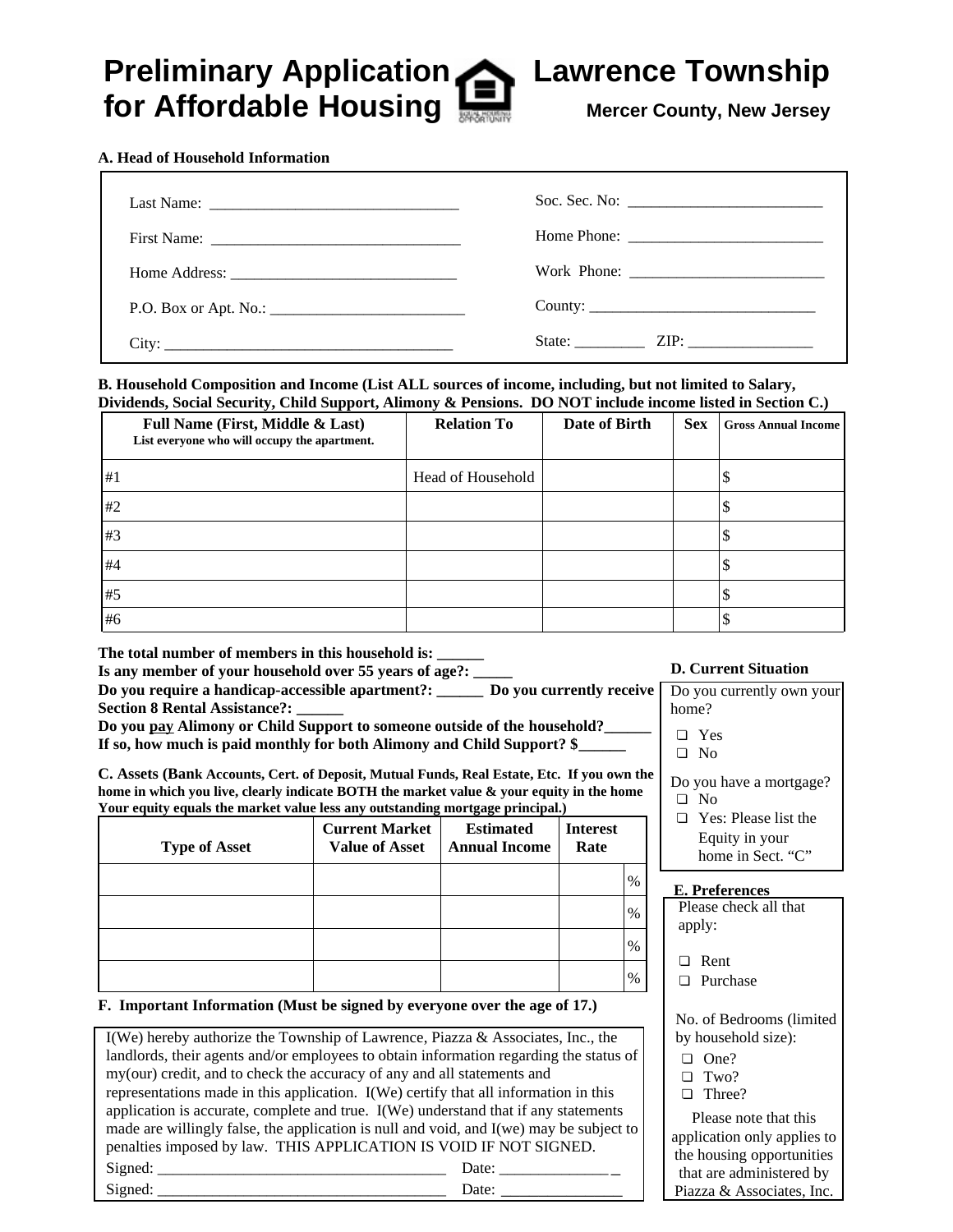# Preliminary Application for Affordable Housing

# Lawrence Township

**Mercer County, New Jersey**

### A. Head of Household Information

Last Name: ________________________________

First Name: ________________________________

Home Address: ______________________________

P.O. Box or Apt. No.: _________________________

City: _____________________________________

Soc. Sec. No: _________________________

Home Phone: _________________________

Work Phone: _________________________

County: _____________________________

State: _________ ZIP: ________________

### B. Household Composition and Income (List ALL sources of income, including, but not limited to Salary, Dividends, Social Security, Child Support, Alimony & Pensions. DO NOT include income listed in Section C.)

| Full Name (First, Middle & Last) List everyone who will occupy the apartment. | Relation To | Date of Birth | Sex | Gross Annual Income |
|---|---|---|---|---|
| #1 | Head of Household | | | $ |
| #2 | | | | $ |
| #3 | | | | $ |
| #4 | | | | $ |
| #5 | | | | $ |
| #6 | | | | $ |

**The total number of members in this household is: ______**

**Is any member of your household over 55 years of age?: _____**

**Do you require a handicap-accessible apartment?: ______ Do you currently receive Section 8 Rental Assistance?: ______**

**Do you pay Alimony or Child Support to someone outside of the household?______**

**If so, how much is paid monthly for both Alimony and Child Support? $______**

### C. Assets (Bank Accounts, Cert. of Deposit, Mutual Funds, Real Estate, Etc. If you own the home in which you live, clearly indicate BOTH the market value & your equity in the home Your equity equals the market value less any outstanding mortgage principal.)

| Type of Asset | Current Market Value of Asset | Estimated Annual Income | Interest Rate | |
|---|---|---|---|---|
| | | | | % |
| | | | | % |
| | | | | % |
| | | | | % |

### D. Current Situation

Do you currently own your home?

- ❑ Yes
- ❑ No

Do you have a mortgage?

- ❑ No
- ❑ Yes: Please list the Equity in your home in Sect. "C"

### E. Preferences

Please check all that apply:

- ❑ Rent
- ❑ Purchase

No. of Bedrooms (limited by household size):

- ❑ One?
- ❑ Two?
- ❑ Three?

Please note that this application only applies to the housing opportunities that are administered by Piazza & Associates, Inc.

### F. Important Information (Must be signed by everyone over the age of 17.)

I(We) hereby authorize the Township of Lawrence, Piazza & Associates, Inc., the landlords, their agents and/or employees to obtain information regarding the status of my(our) credit, and to check the accuracy of any and all statements and representations made in this application. I(We) certify that all information in this application is accurate, complete and true. I(We) understand that if any statements made are willingly false, the application is null and void, and I(we) may be subject to penalties imposed by law. THIS APPLICATION IS VOID IF NOT SIGNED.

Signed: _____________________________________ Date: ______________

Signed: _____________________________________ Date: ______________